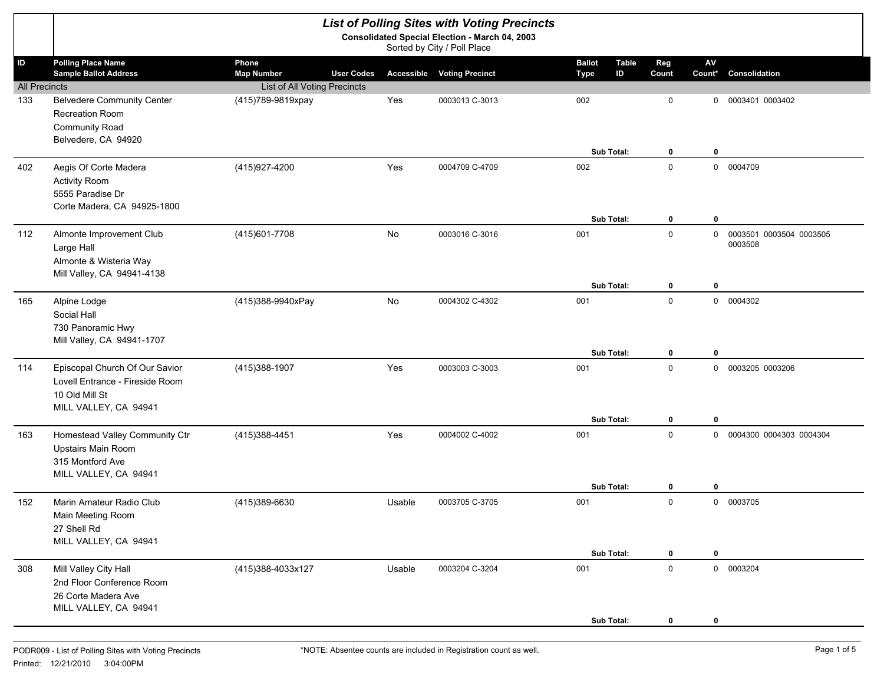# *List of Polling Sites with Voting Precincts*

**Consolidated Special Election - March 04, 2003**

Sorted by City / Poll Place

| ID | Polling Place Name / Sample Ballot Address | Phone / Map Number | User Codes | Accessible | Voting Precinct | Ballot Type | Table ID | Reg Count | AV Count* | Consolidation |
|---|---|---|---|---|---|---|---|---|---|---|
| All Precincts | | List of All Voting Precincts | | | | | | | | |
| 133 | Belvedere Community Center<br>Recreation Room<br>Community Road<br>Belvedere, CA 94920 | (415)789-9819xpay | | Yes | 0003013 C-3013 | 002 | | 0 | 0 | 0003401 0003402 |
| | | | | | | **Sub Total:** | | **0** | **0** | |
| 402 | Aegis Of Corte Madera<br>Activity Room<br>5555 Paradise Dr<br>Corte Madera, CA 94925-1800 | (415)927-4200 | | Yes | 0004709 C-4709 | 002 | | 0 | 0 | 0004709 |
| | | | | | | **Sub Total:** | | **0** | **0** | |
| 112 | Almonte Improvement Club<br>Large Hall<br>Almonte & Wisteria Way<br>Mill Valley, CA 94941-4138 | (415)601-7708 | | No | 0003016 C-3016 | 001 | | 0 | 0 | 0003501 0003504 0003505 0003508 |
| | | | | | | **Sub Total:** | | **0** | **0** | |
| 165 | Alpine Lodge<br>Social Hall<br>730 Panoramic Hwy<br>Mill Valley, CA 94941-1707 | (415)388-9940xPay | | No | 0004302 C-4302 | 001 | | 0 | 0 | 0004302 |
| | | | | | | **Sub Total:** | | **0** | **0** | |
| 114 | Episcopal Church Of Our Savior<br>Lovell Entrance - Fireside Room<br>10 Old Mill St<br>MILL VALLEY, CA 94941 | (415)388-1907 | | Yes | 0003003 C-3003 | 001 | | 0 | 0 | 0003205 0003206 |
| | | | | | | **Sub Total:** | | **0** | **0** | |
| 163 | Homestead Valley Community Ctr<br>Upstairs Main Room<br>315 Montford Ave<br>MILL VALLEY, CA 94941 | (415)388-4451 | | Yes | 0004002 C-4002 | 001 | | 0 | 0 | 0004300 0004303 0004304 |
| | | | | | | **Sub Total:** | | **0** | **0** | |
| 152 | Marin Amateur Radio Club<br>Main Meeting Room<br>27 Shell Rd<br>MILL VALLEY, CA 94941 | (415)389-6630 | | Usable | 0003705 C-3705 | 001 | | 0 | 0 | 0003705 |
| | | | | | | **Sub Total:** | | **0** | **0** | |
| 308 | Mill Valley City Hall<br>2nd Floor Conference Room<br>26 Corte Madera Ave<br>MILL VALLEY, CA 94941 | (415)388-4033x127 | | Usable | 0003204 C-3204 | 001 | | 0 | 0 | 0003204 |
| | | | | | | **Sub Total:** | | **0** | **0** | |

PODR009 - List of Polling Sites with Voting Precincts

Printed: 12/21/2010 3:04:00PM

*NOTE: Absentee counts are included in Registration count as well.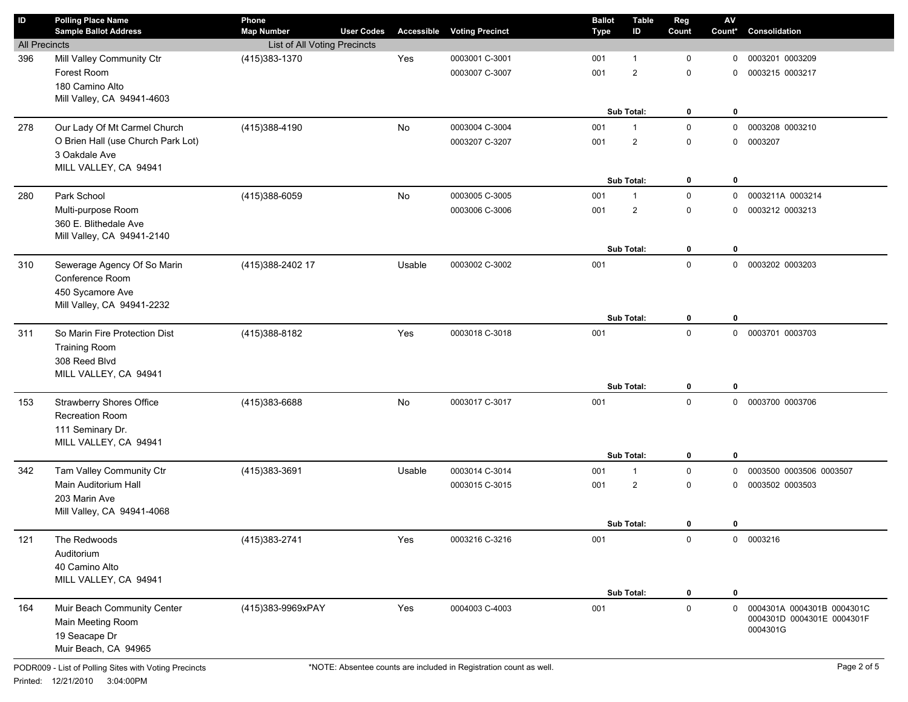| ID | Polling Place Name<br>Sample Ballot Address | Phone<br>Map Number | User Codes | Accessible | Voting Precinct | Ballot Type | Table ID | Reg Count | AV Count* | Consolidation |
|---|---|---|---|---|---|---|---|---|---|---|
| All Precincts | | List of All Voting Precincts | | | | | | | | |
| 396 | Mill Valley Community Ctr | (415)383-1370 | | Yes | 0003001 C-3001 | 001 | 1 | 0 | 0 | 0003201 0003209 |
| | Forest Room | | | | 0003007 C-3007 | 001 | 2 | 0 | 0 | 0003215 0003217 |
| | 180 Camino Alto | | | | | | | | | |
| | Mill Valley, CA 94941-4603 | | | | | | | | | |
| | | | | | | | Sub Total: | **0** | **0** | |
| 278 | Our Lady Of Mt Carmel Church | (415)388-4190 | | No | 0003004 C-3004 | 001 | 1 | 0 | 0 | 0003208 0003210 |
| | O Brien Hall (use Church Park Lot) | | | | 0003207 C-3207 | 001 | 2 | 0 | 0 | 0003207 |
| | 3 Oakdale Ave | | | | | | | | | |
| | MILL VALLEY, CA 94941 | | | | | | | | | |
| | | | | | | | Sub Total: | **0** | **0** | |
| 280 | Park School | (415)388-6059 | | No | 0003005 C-3005 | 001 | 1 | 0 | 0 | 0003211A 0003214 |
| | Multi-purpose Room | | | | 0003006 C-3006 | 001 | 2 | 0 | 0 | 0003212 0003213 |
| | 360 E. Blithedale Ave | | | | | | | | | |
| | Mill Valley, CA 94941-2140 | | | | | | | | | |
| | | | | | | | Sub Total: | **0** | **0** | |
| 310 | Sewerage Agency Of So Marin | (415)388-2402 17 | | Usable | 0003002 C-3002 | 001 | | 0 | 0 | 0003202 0003203 |
| | Conference Room | | | | | | | | | |
| | 450 Sycamore Ave | | | | | | | | | |
| | Mill Valley, CA 94941-2232 | | | | | | | | | |
| | | | | | | | Sub Total: | **0** | **0** | |
| 311 | So Marin Fire Protection Dist | (415)388-8182 | | Yes | 0003018 C-3018 | 001 | | 0 | 0 | 0003701 0003703 |
| | Training Room | | | | | | | | | |
| | 308 Reed Blvd | | | | | | | | | |
| | MILL VALLEY, CA 94941 | | | | | | | | | |
| | | | | | | | Sub Total: | **0** | **0** | |
| 153 | Strawberry Shores Office | (415)383-6688 | | No | 0003017 C-3017 | 001 | | 0 | 0 | 0003700 0003706 |
| | Recreation Room | | | | | | | | | |
| | 111 Seminary Dr. | | | | | | | | | |
| | MILL VALLEY, CA 94941 | | | | | | | | | |
| | | | | | | | Sub Total: | **0** | **0** | |
| 342 | Tam Valley Community Ctr | (415)383-3691 | | Usable | 0003014 C-3014 | 001 | 1 | 0 | 0 | 0003500 0003506 0003507 |
| | Main Auditorium Hall | | | | 0003015 C-3015 | 001 | 2 | 0 | 0 | 0003502 0003503 |
| | 203 Marin Ave | | | | | | | | | |
| | Mill Valley, CA 94941-4068 | | | | | | | | | |
| | | | | | | | Sub Total: | **0** | **0** | |
| 121 | The Redwoods | (415)383-2741 | | Yes | 0003216 C-3216 | 001 | | 0 | 0 | 0003216 |
| | Auditorium | | | | | | | | | |
| | 40 Camino Alto | | | | | | | | | |
| | MILL VALLEY, CA 94941 | | | | | | | | | |
| | | | | | | | Sub Total: | **0** | **0** | |
| 164 | Muir Beach Community Center | (415)383-9969xPAY | | Yes | 0004003 C-4003 | 001 | | 0 | 0 | 0004301A 0004301B 0004301C 0004301D 0004301E 0004301F 0004301G |
| | Main Meeting Room | | | | | | | | | |
| | 19 Seacape Dr | | | | | | | | | |
| | Muir Beach, CA 94965 | | | | | | | | | |

PODR009 - List of Polling Sites with Voting Precincts

*NOTE: Absentee counts are included in Registration count as well.

Printed: 12/21/2010 3:04:00PM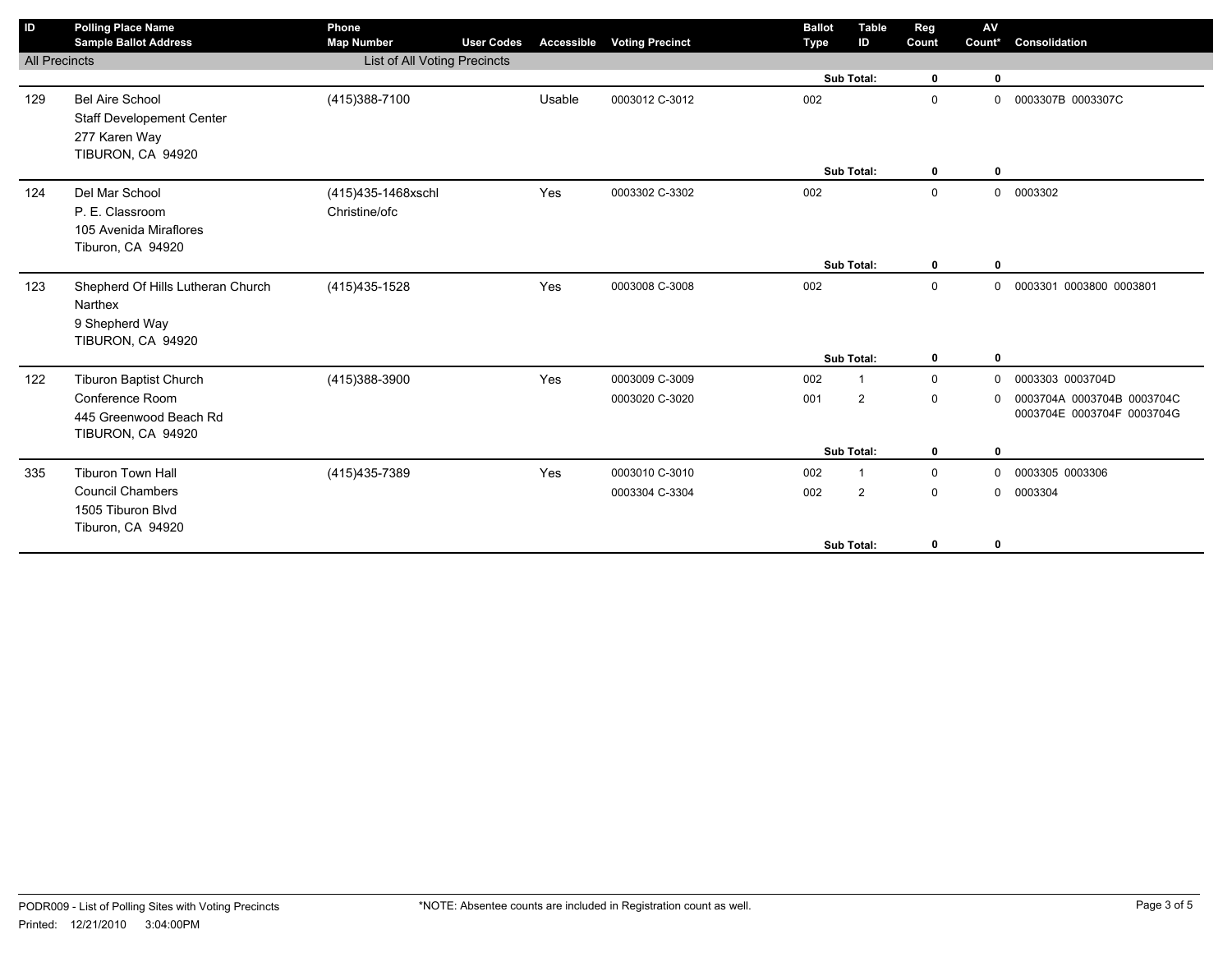| ID | Polling Place Name<br>Sample Ballot Address | Phone<br>Map Number | User Codes | Accessible | Voting Precinct | Ballot Type | Table ID | Reg Count | AV Count* | Consolidation |
|---|---|---|---|---|---|---|---|---|---|---|
| All Precincts | | List of All Voting Precincts | | | | | | | | |
| | | | | | | | Sub Total: | 0 | 0 | |
| 129 | Bel Aire School<br>Staff Developement Center<br>277 Karen Way<br>TIBURON, CA 94920 | (415)388-7100 | | Usable | 0003012 C-3012 | 002 | | 0 | 0 | 0003307B 0003307C |
| | | | | | | | Sub Total: | 0 | 0 | |
| 124 | Del Mar School<br>P. E. Classroom<br>105 Avenida Miraflores<br>Tiburon, CA 94920 | (415)435-1468xschl<br>Christine/ofc | | Yes | 0003302 C-3302 | 002 | | 0 | 0 | 0003302 |
| | | | | | | | Sub Total: | 0 | 0 | |
| 123 | Shepherd Of Hills Lutheran Church<br>Narthex<br>9 Shepherd Way<br>TIBURON, CA 94920 | (415)435-1528 | | Yes | 0003008 C-3008 | 002 | | 0 | 0 | 0003301 0003800 0003801 |
| | | | | | | | Sub Total: | 0 | 0 | |
| 122 | Tiburon Baptist Church<br>Conference Room<br>445 Greenwood Beach Rd<br>TIBURON, CA 94920 | (415)388-3900 | | Yes | 0003009 C-3009 | 002 | 1 | 0 | 0 | 0003303 0003704D |
| | | | | | 0003020 C-3020 | 001 | 2 | 0 | 0 | 0003704A 0003704B 0003704C 0003704E 0003704F 0003704G |
| | | | | | | | Sub Total: | 0 | 0 | |
| 335 | Tiburon Town Hall<br>Council Chambers<br>1505 Tiburon Blvd<br>Tiburon, CA 94920 | (415)435-7389 | | Yes | 0003010 C-3010 | 002 | 1 | 0 | 0 | 0003305 0003306 |
| | | | | | 0003304 C-3304 | 002 | 2 | 0 | 0 | 0003304 |
| | | | | | | | Sub Total: | 0 | 0 | |

PODR009 - List of Polling Sites with Voting Precincts
Printed: 12/21/2010 3:04:00PM

*NOTE: Absentee counts are included in Registration count as well.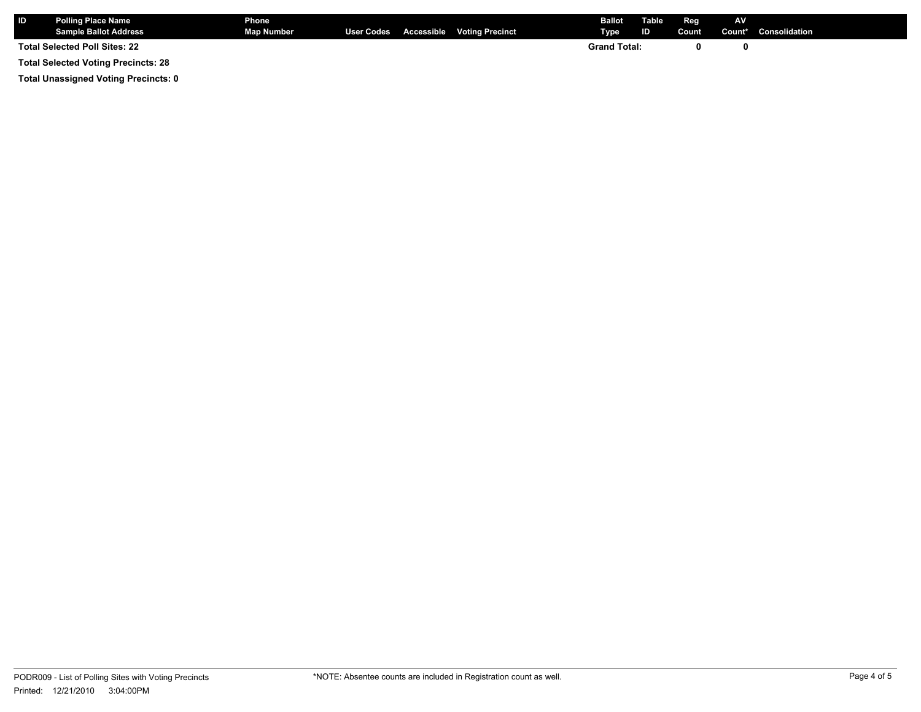| ID | Polling Place Name<br>Sample Ballot Address | Phone<br>Map Number | User Codes | Accessible | Voting Precinct | Ballot Type | Table ID | Reg Count | AV Count* | Consolidation |
|---|---|---|---|---|---|---|---|---|---|---|
| **Total Selected Poll Sites: 22** | | | | | | **Grand Total:** | | **0** | **0** | |

**Total Selected Voting Precincts: 28**

**Total Unassigned Voting Precincts: 0**

PODR009 - List of Polling Sites with Voting Precincts

Printed: 12/21/2010 3:04:00PM

*NOTE: Absentee counts are included in Registration count as well.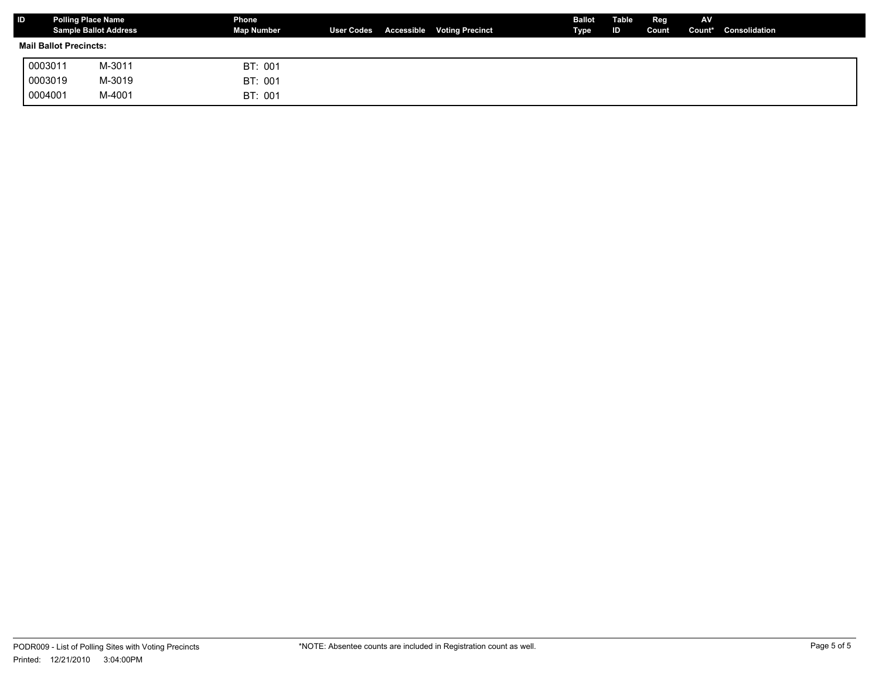| ID | Polling Place Name / Sample Ballot Address | Phone / Map Number | User Codes | Accessible | Voting Precinct | Ballot Type | Table ID | Reg Count | AV Count* | Consolidation |
|---|---|---|---|---|---|---|---|---|---|---|

**Mail Ballot Precincts:**

| | | |
|---|---|---|
| 0003011 | M-3011 | BT: 001 |
| 0003019 | M-3019 | BT: 001 |
| 0004001 | M-4001 | BT: 001 |

PODR009 - List of Polling Sites with Voting Precincts

Printed: 12/21/2010 3:04:00PM

*NOTE: Absentee counts are included in Registration count as well.